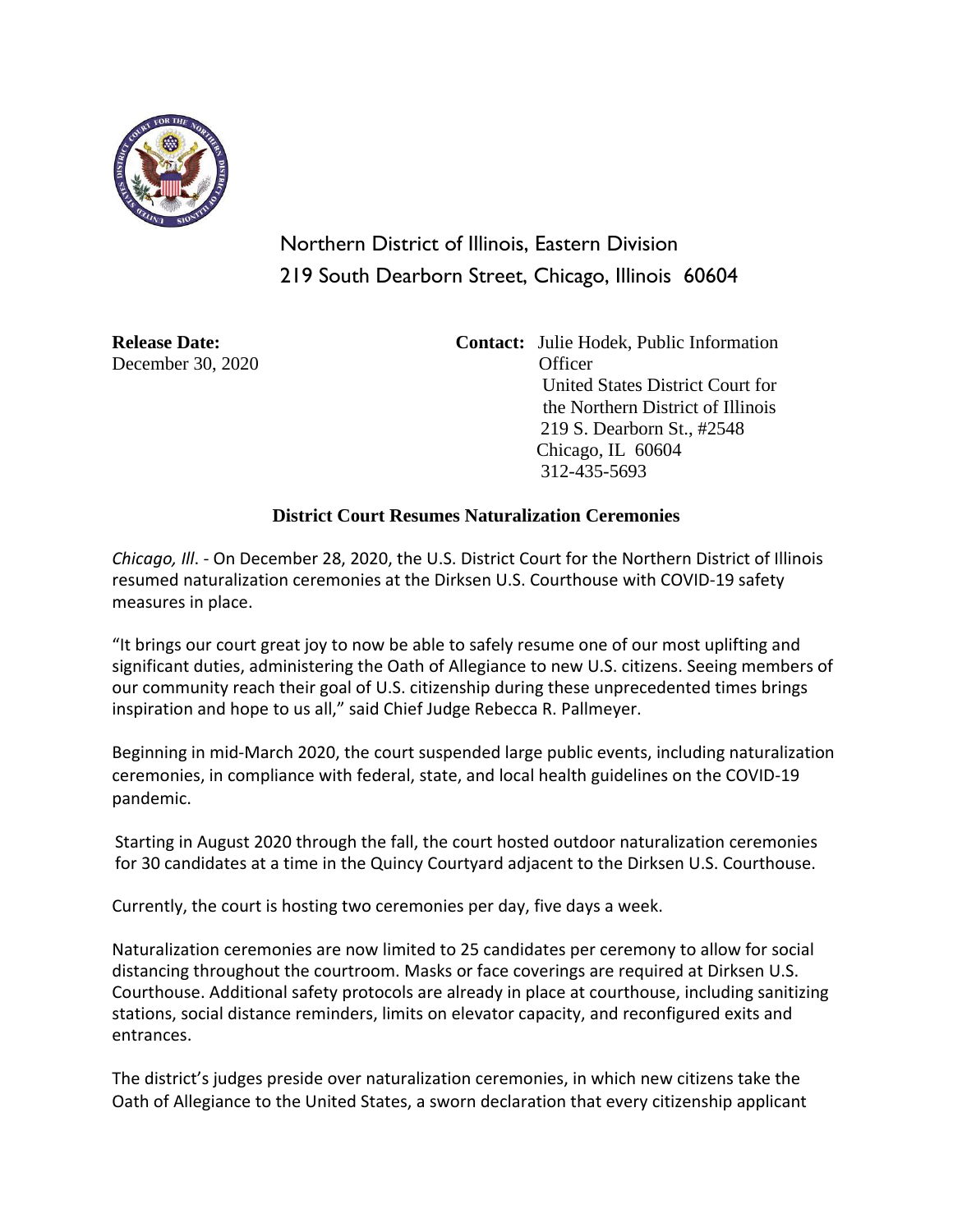Northern District of Illinois, Eastern Division
219 South Dearborn Street, Chicago, Illinois 60604

**Release Date:**
December 30, 2020

**Contact:** Julie Hodek, Public Information Officer
United States District Court for the Northern District of Illinois
219 S. Dearborn St., #2548
Chicago, IL 60604
312-435-5693

## District Court Resumes Naturalization Ceremonies

*Chicago, Ill*. - On December 28, 2020, the U.S. District Court for the Northern District of Illinois resumed naturalization ceremonies at the Dirksen U.S. Courthouse with COVID-19 safety measures in place.

"It brings our court great joy to now be able to safely resume one of our most uplifting and significant duties, administering the Oath of Allegiance to new U.S. citizens. Seeing members of our community reach their goal of U.S. citizenship during these unprecedented times brings inspiration and hope to us all," said Chief Judge Rebecca R. Pallmeyer.

Beginning in mid-March 2020, the court suspended large public events, including naturalization ceremonies, in compliance with federal, state, and local health guidelines on the COVID-19 pandemic.

Starting in August 2020 through the fall, the court hosted outdoor naturalization ceremonies for 30 candidates at a time in the Quincy Courtyard adjacent to the Dirksen U.S. Courthouse.

Currently, the court is hosting two ceremonies per day, five days a week.

Naturalization ceremonies are now limited to 25 candidates per ceremony to allow for social distancing throughout the courtroom. Masks or face coverings are required at Dirksen U.S. Courthouse. Additional safety protocols are already in place at courthouse, including sanitizing stations, social distance reminders, limits on elevator capacity, and reconfigured exits and entrances.

The district's judges preside over naturalization ceremonies, in which new citizens take the Oath of Allegiance to the United States, a sworn declaration that every citizenship applicant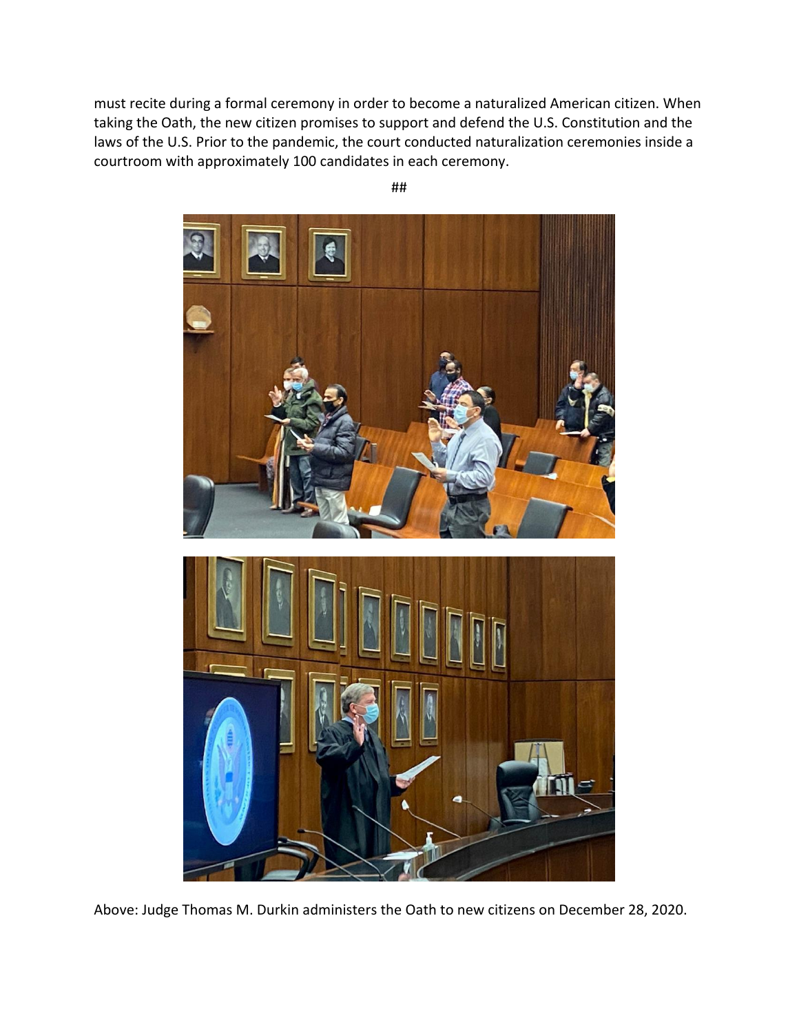must recite during a formal ceremony in order to become a naturalized American citizen. When taking the Oath, the new citizen promises to support and defend the U.S. Constitution and the laws of the U.S. Prior to the pandemic, the court conducted naturalization ceremonies inside a courtroom with approximately 100 candidates in each ceremony.

##

Above: Judge Thomas M. Durkin administers the Oath to new citizens on December 28, 2020.